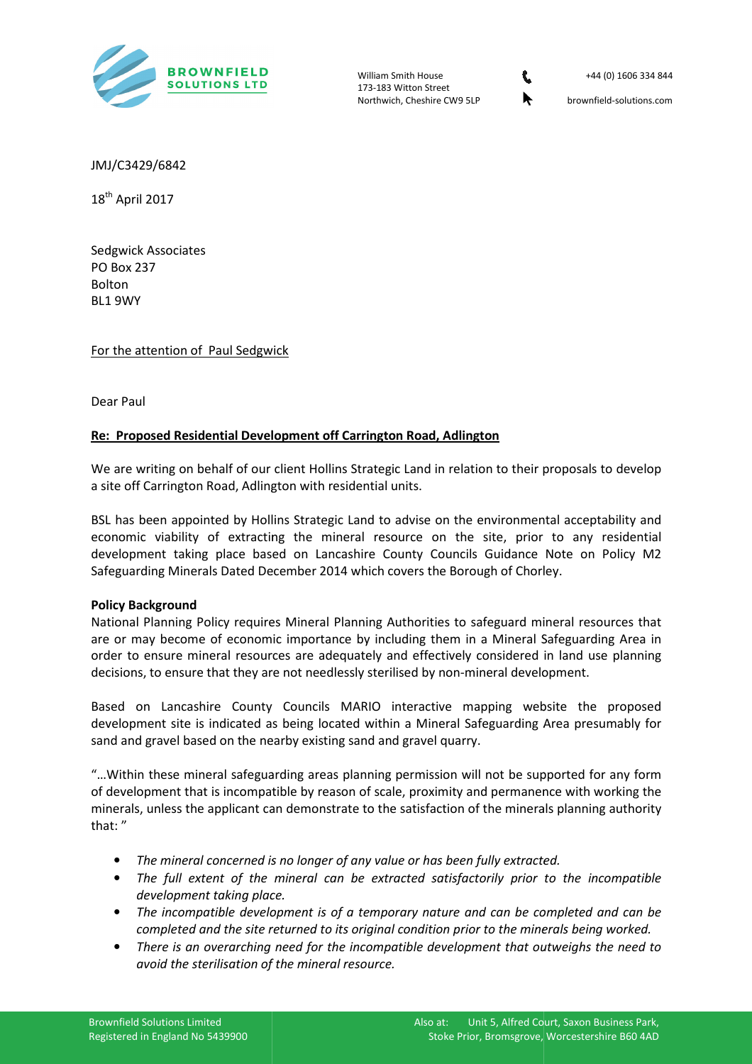BROWNFIELD SOLUTIONS LTD

William Smith House
173-183 Witton Street
Northwich, Cheshire CW9 5LP

+44 (0) 1606 334 844
brownfield-solutions.com

JMJ/C3429/6842

18th April 2017

Sedgwick Associates
PO Box 237
Bolton
BL1 9WY

For the attention of Paul Sedgwick

Dear Paul

**Re: Proposed Residential Development off Carrington Road, Adlington**

We are writing on behalf of our client Hollins Strategic Land in relation to their proposals to develop a site off Carrington Road, Adlington with residential units.

BSL has been appointed by Hollins Strategic Land to advise on the environmental acceptability and economic viability of extracting the mineral resource on the site, prior to any residential development taking place based on Lancashire County Councils Guidance Note on Policy M2 Safeguarding Minerals Dated December 2014 which covers the Borough of Chorley.

**Policy Background**

National Planning Policy requires Mineral Planning Authorities to safeguard mineral resources that are or may become of economic importance by including them in a Mineral Safeguarding Area in order to ensure mineral resources are adequately and effectively considered in land use planning decisions, to ensure that they are not needlessly sterilised by non-mineral development.

Based on Lancashire County Councils MARIO interactive mapping website the proposed development site is indicated as being located within a Mineral Safeguarding Area presumably for sand and gravel based on the nearby existing sand and gravel quarry.

"…Within these mineral safeguarding areas planning permission will not be supported for any form of development that is incompatible by reason of scale, proximity and permanence with working the minerals, unless the applicant can demonstrate to the satisfaction of the minerals planning authority that: "

- *The mineral concerned is no longer of any value or has been fully extracted.*
- *The full extent of the mineral can be extracted satisfactorily prior to the incompatible development taking place.*
- *The incompatible development is of a temporary nature and can be completed and can be completed and the site returned to its original condition prior to the minerals being worked.*
- *There is an overarching need for the incompatible development that outweighs the need to avoid the sterilisation of the mineral resource.*

Brownfield Solutions Limited
Registered in England No 5439900

Also at: Unit 5, Alfred Court, Saxon Business Park, Stoke Prior, Bromsgrove, Worcestershire B60 4AD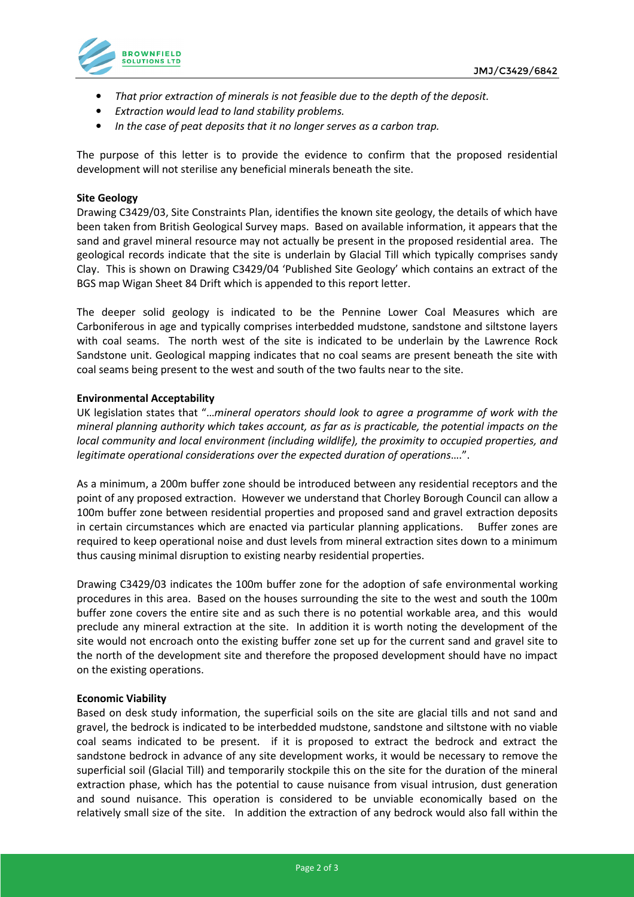- *That prior extraction of minerals is not feasible due to the depth of the deposit.*
- *Extraction would lead to land stability problems.*
- *In the case of peat deposits that it no longer serves as a carbon trap.*

The purpose of this letter is to provide the evidence to confirm that the proposed residential development will not sterilise any beneficial minerals beneath the site.

**Site Geology**

Drawing C3429/03, Site Constraints Plan, identifies the known site geology, the details of which have been taken from British Geological Survey maps. Based on available information, it appears that the sand and gravel mineral resource may not actually be present in the proposed residential area. The geological records indicate that the site is underlain by Glacial Till which typically comprises sandy Clay. This is shown on Drawing C3429/04 'Published Site Geology' which contains an extract of the BGS map Wigan Sheet 84 Drift which is appended to this report letter.

The deeper solid geology is indicated to be the Pennine Lower Coal Measures which are Carboniferous in age and typically comprises interbedded mudstone, sandstone and siltstone layers with coal seams. The north west of the site is indicated to be underlain by the Lawrence Rock Sandstone unit. Geological mapping indicates that no coal seams are present beneath the site with coal seams being present to the west and south of the two faults near to the site.

**Environmental Acceptability**

UK legislation states that "*…mineral operators should look to agree a programme of work with the mineral planning authority which takes account, as far as is practicable, the potential impacts on the local community and local environment (including wildlife), the proximity to occupied properties, and legitimate operational considerations over the expected duration of operations….*".

As a minimum, a 200m buffer zone should be introduced between any residential receptors and the point of any proposed extraction. However we understand that Chorley Borough Council can allow a 100m buffer zone between residential properties and proposed sand and gravel extraction deposits in certain circumstances which are enacted via particular planning applications. Buffer zones are required to keep operational noise and dust levels from mineral extraction sites down to a minimum thus causing minimal disruption to existing nearby residential properties.

Drawing C3429/03 indicates the 100m buffer zone for the adoption of safe environmental working procedures in this area. Based on the houses surrounding the site to the west and south the 100m buffer zone covers the entire site and as such there is no potential workable area, and this would preclude any mineral extraction at the site. In addition it is worth noting the development of the site would not encroach onto the existing buffer zone set up for the current sand and gravel site to the north of the development site and therefore the proposed development should have no impact on the existing operations.

**Economic Viability**

Based on desk study information, the superficial soils on the site are glacial tills and not sand and gravel, the bedrock is indicated to be interbedded mudstone, sandstone and siltstone with no viable coal seams indicated to be present. if it is proposed to extract the bedrock and extract the sandstone bedrock in advance of any site development works, it would be necessary to remove the superficial soil (Glacial Till) and temporarily stockpile this on the site for the duration of the mineral extraction phase, which has the potential to cause nuisance from visual intrusion, dust generation and sound nuisance. This operation is considered to be unviable economically based on the relatively small size of the site. In addition the extraction of any bedrock would also fall within the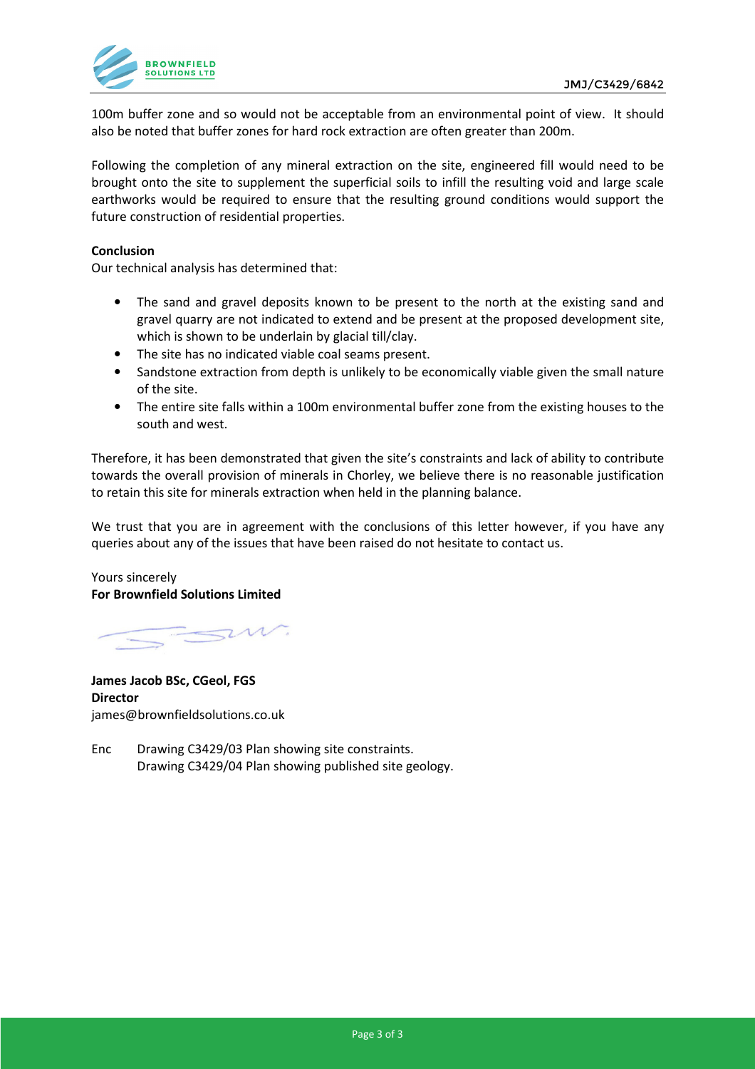100m buffer zone and so would not be acceptable from an environmental point of view. It should also be noted that buffer zones for hard rock extraction are often greater than 200m.

Following the completion of any mineral extraction on the site, engineered fill would need to be brought onto the site to supplement the superficial soils to infill the resulting void and large scale earthworks would be required to ensure that the resulting ground conditions would support the future construction of residential properties.

**Conclusion**

Our technical analysis has determined that:

- The sand and gravel deposits known to be present to the north at the existing sand and gravel quarry are not indicated to extend and be present at the proposed development site, which is shown to be underlain by glacial till/clay.
- The site has no indicated viable coal seams present.
- Sandstone extraction from depth is unlikely to be economically viable given the small nature of the site.
- The entire site falls within a 100m environmental buffer zone from the existing houses to the south and west.

Therefore, it has been demonstrated that given the site's constraints and lack of ability to contribute towards the overall provision of minerals in Chorley, we believe there is no reasonable justification to retain this site for minerals extraction when held in the planning balance.

We trust that you are in agreement with the conclusions of this letter however, if you have any queries about any of the issues that have been raised do not hesitate to contact us.

Yours sincerely
**For Brownfield Solutions Limited**

**James Jacob BSc, CGeol, FGS**
**Director**
james@brownfieldsolutions.co.uk

Enc Drawing C3429/03 Plan showing site constraints.
Drawing C3429/04 Plan showing published site geology.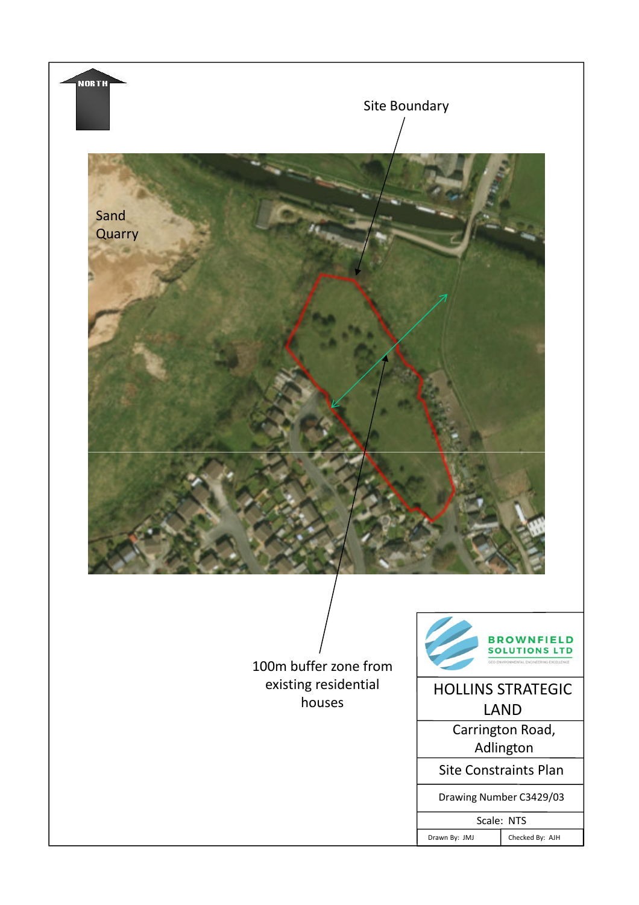NORTH

Site Boundary

Sand Quarry

100m buffer zone from existing residential houses

BROWNFIELD SOLUTIONS LTD

GEO-ENVIRONMENTAL ENGINEERING EXCELLENCE

| HOLLINS STRATEGIC LAND | |
|---|---|
| Carrington Road, Adlington | |
| Site Constraints Plan | |
| Drawing Number C3429/03 | |
| Scale: NTS | |
| Drawn By: JMJ | Checked By: AJH |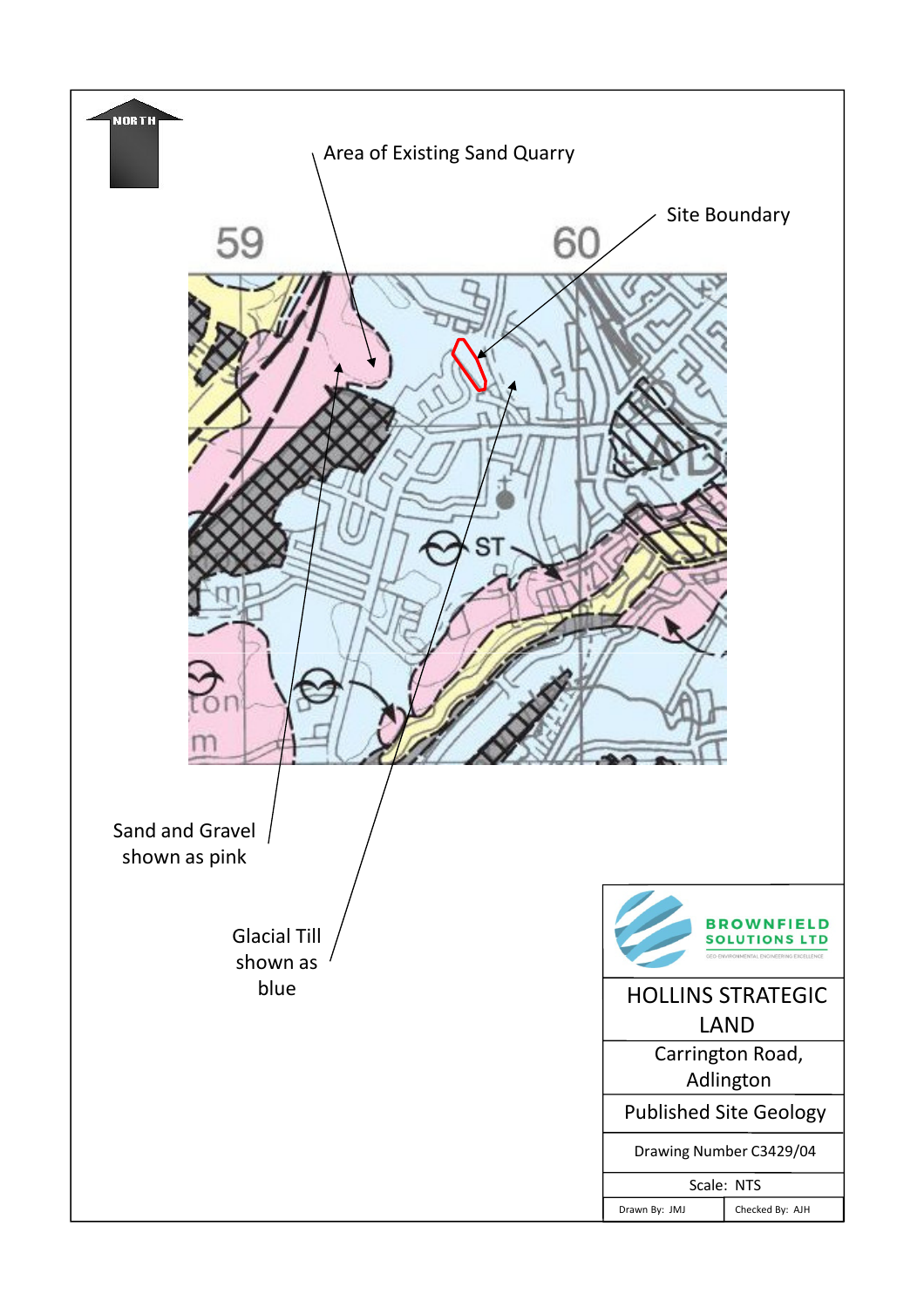NORTH

Area of Existing Sand Quarry

Site Boundary

59

60

ST

ton

m

Sand and Gravel shown as pink

Glacial Till shown as blue

BROWNFIELD SOLUTIONS LTD

GEO ENVIRONMENTAL ENGINEERING EXCELLENCE

| | |
|---|---|
| HOLLINS STRATEGIC LAND | |
| Carrington Road, Adlington | |
| Published Site Geology | |
| Drawing Number C3429/04 | |
| Scale: NTS | |
| Drawn By: JMJ | Checked By: AJH |